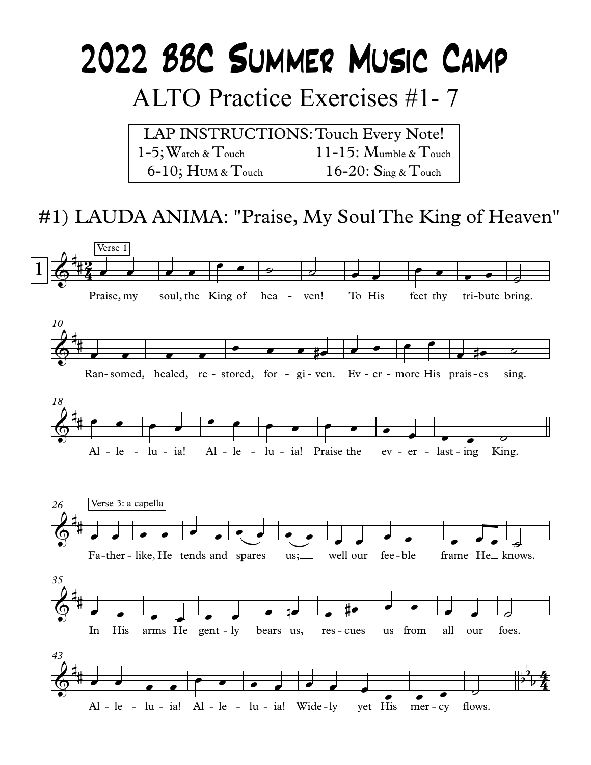# 2022 BBC Summer Music Camp

## ALTO Practice Exercises #1- 7

| LAP INSTRUCTIONS: Touch Every Note! | |
|---|---|
| 1-5; Watch & Touch | 11-15: Mumble & Touch |
| 6-10; Hum & Touch | 16-20: Sing & Touch |

## #1) LAUDA ANIMA: "Praise, My Soul The King of Heaven"

Verse 1

Praise, my soul, the King of hea - ven! To His feet thy tri-bute bring.

Ran-somed, healed, re - stored, for - gi - ven. Ev - er - more His prais - es sing.

Al - le - lu - ia! Al - le - lu - ia! Praise the ev - er - last - ing King.

Verse 3: a capella

Fa-ther - like, He tends and spares us; well our fee-ble frame He knows.

In His arms He gent - ly bears us, res - cues us from all our foes.

Al - le - lu - ia! Al - le - lu - ia! Wide - ly yet His mer - cy flows.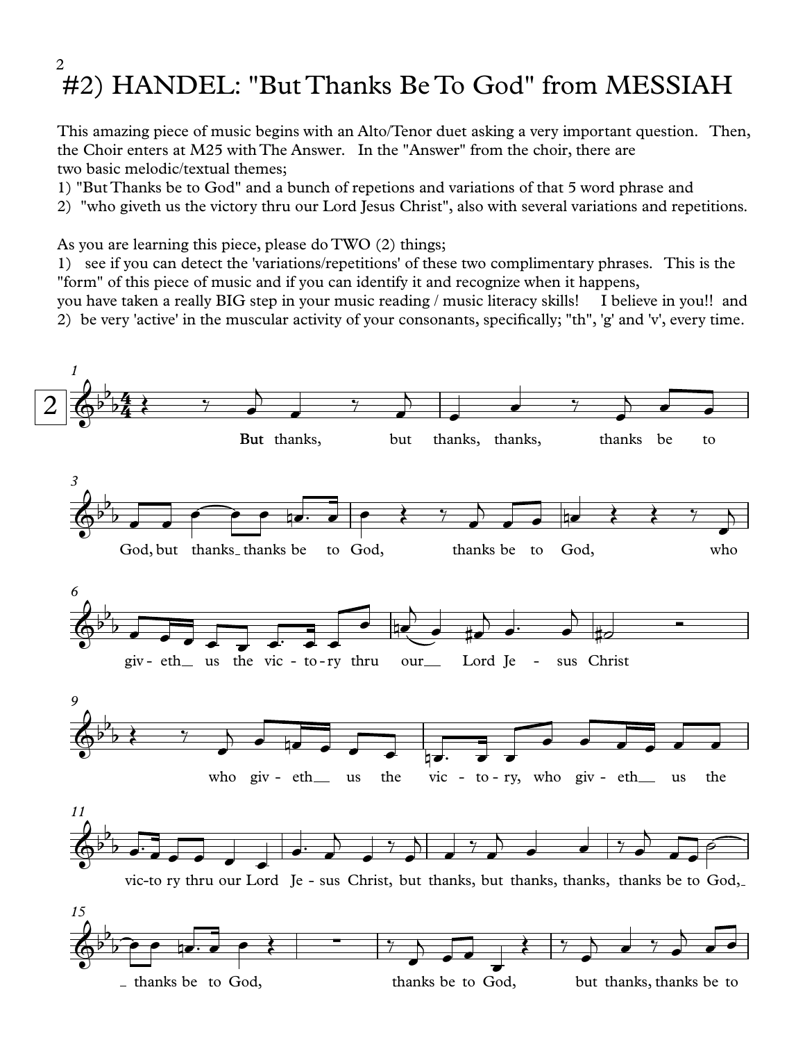# #2) HANDEL: "But Thanks Be To God" from MESSIAH

This amazing piece of music begins with an Alto/Tenor duet asking a very important question. Then, the Choir enters at M25 with The Answer. In the "Answer" from the choir, there are two basic melodic/textual themes;

1) "But Thanks be to God" and a bunch of repetions and variations of that 5 word phrase and
2) "who giveth us the victory thru our Lord Jesus Christ", also with several variations and repetitions.

As you are learning this piece, please do TWO (2) things;

1) see if you can detect the 'variations/repetitions' of these two complimentary phrases. This is the "form" of this piece of music and if you can identify it and recognize when it happens, you have taken a really BIG step in your music reading / music literacy skills! I believe in you!! and
2) be very 'active' in the muscular activity of your consonants, specifically; "th", 'g' and 'v', every time.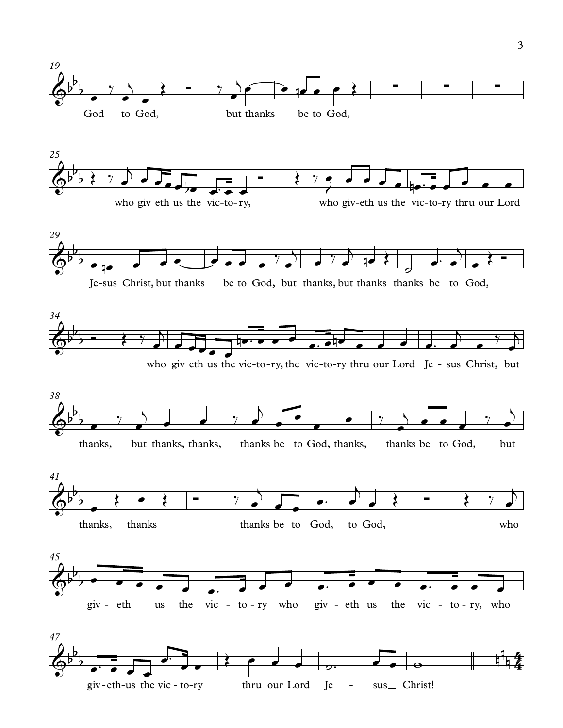19

God to God, but thanks__ be to God,

25

who giv eth us the vic-to-ry, who giv-eth us the vic-to-ry thru our Lord

29

Je-sus Christ, but thanks__ be to God, but thanks, but thanks thanks be to God,

34

who giv eth us the vic-to-ry, the vic-to-ry thru our Lord Je - sus Christ, but

38

thanks, but thanks, thanks, thanks be to God, thanks, thanks be to God, but

41

thanks, thanks thanks be to God, to God, who

45

giv - eth__ us the vic - to - ry who giv - eth us the vic - to - ry, who

47

giv-eth-us the vic-to-ry thru our Lord Je - sus__ Christ!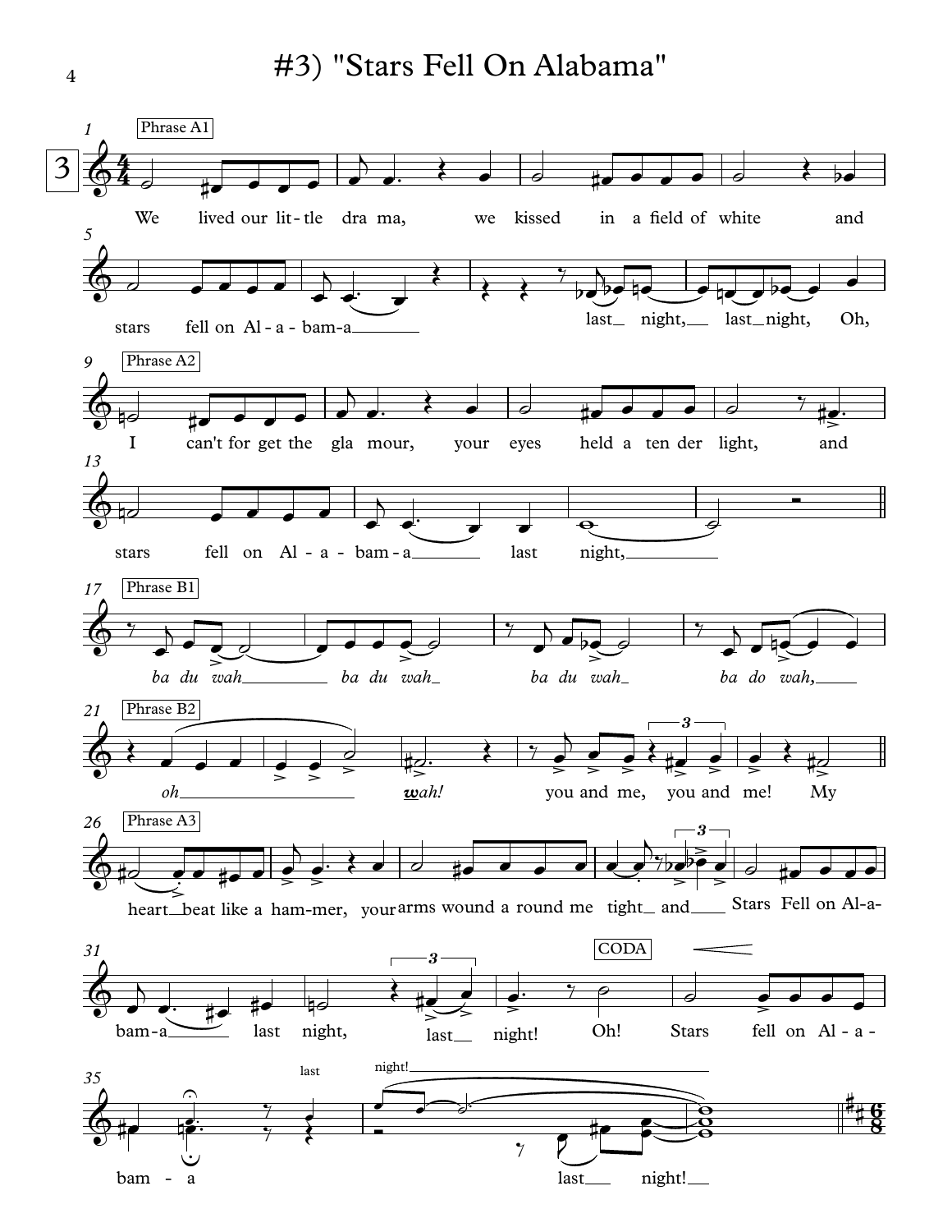# #3) "Stars Fell On Alabama"

Phrase A1

We lived our lit-tle dra ma, we kissed in a field of white and stars fell on Al-a-bam-a last night, last night, Oh,

Phrase A2

I can't for get the gla mour, your eyes held a ten der light, and stars fell on Al-a-bam-a last night,

Phrase B1

*ba du wah ba du wah ba du wah ba do wah,*

Phrase B2

*oh wah!* you and me, you and me! My

Phrase A3

heart beat like a ham-mer, your arms wound a round me tight and Stars Fell on Al-a-bam-a last night, last night! Oh!

CODA

Stars fell on Al-a-bam-a last night! last night!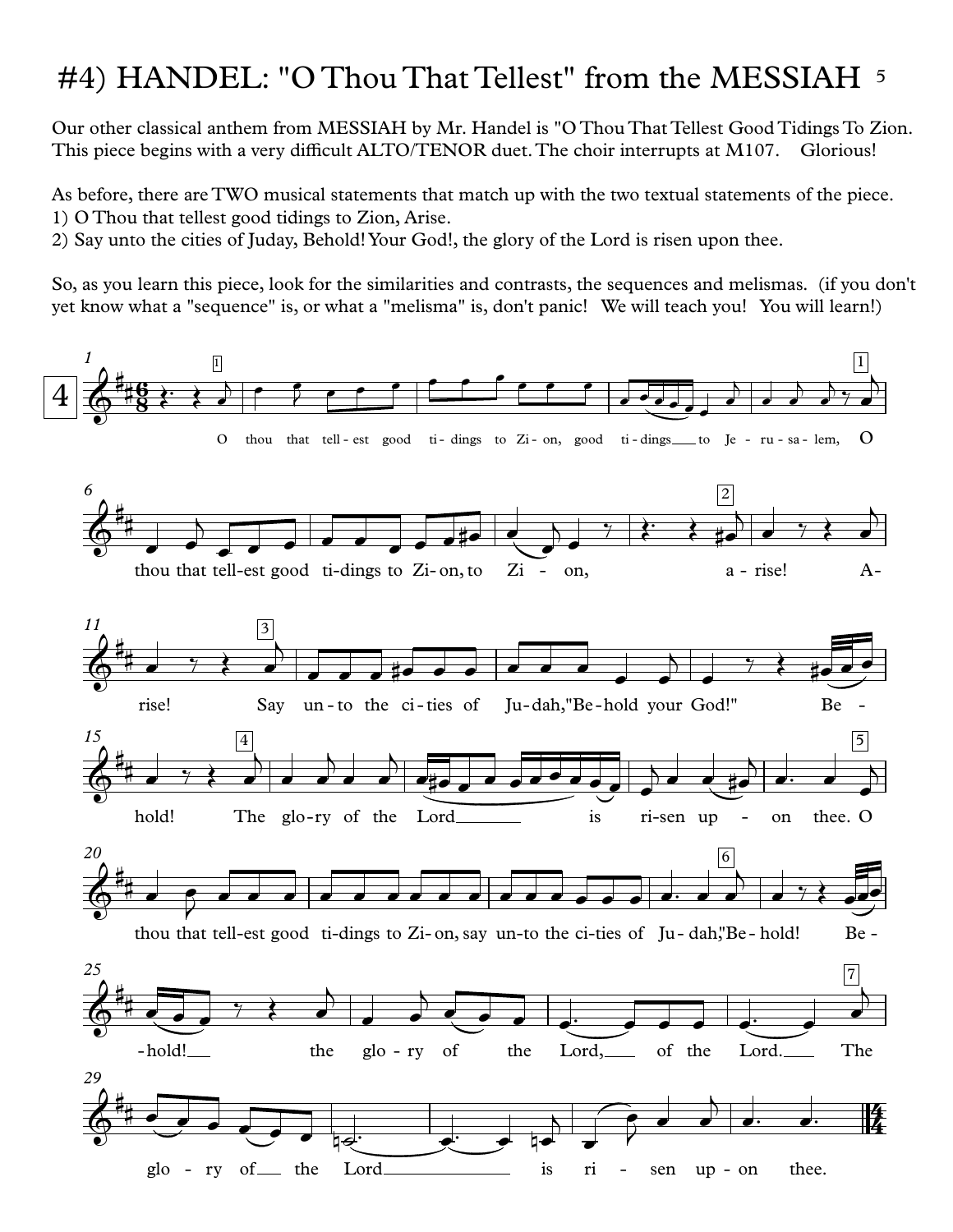# #4) HANDEL: "O Thou That Tellest" from the MESSIAH

Our other classical anthem from MESSIAH by Mr. Handel is "O Thou That Tellest Good Tidings To Zion. This piece begins with a very difficult ALTO/TENOR duet. The choir interrupts at M107. Glorious!

As before, there are TWO musical statements that match up with the two textual statements of the piece.
1) O Thou that tellest good tidings to Zion, Arise.
2) Say unto the cities of Juday, Behold! Your God!, the glory of the Lord is risen upon thee.

So, as you learn this piece, look for the similarities and contrasts, the sequences and melismas. (if you don't yet know what a "sequence" is, or what a "melisma" is, don't panic! We will teach you! You will learn!)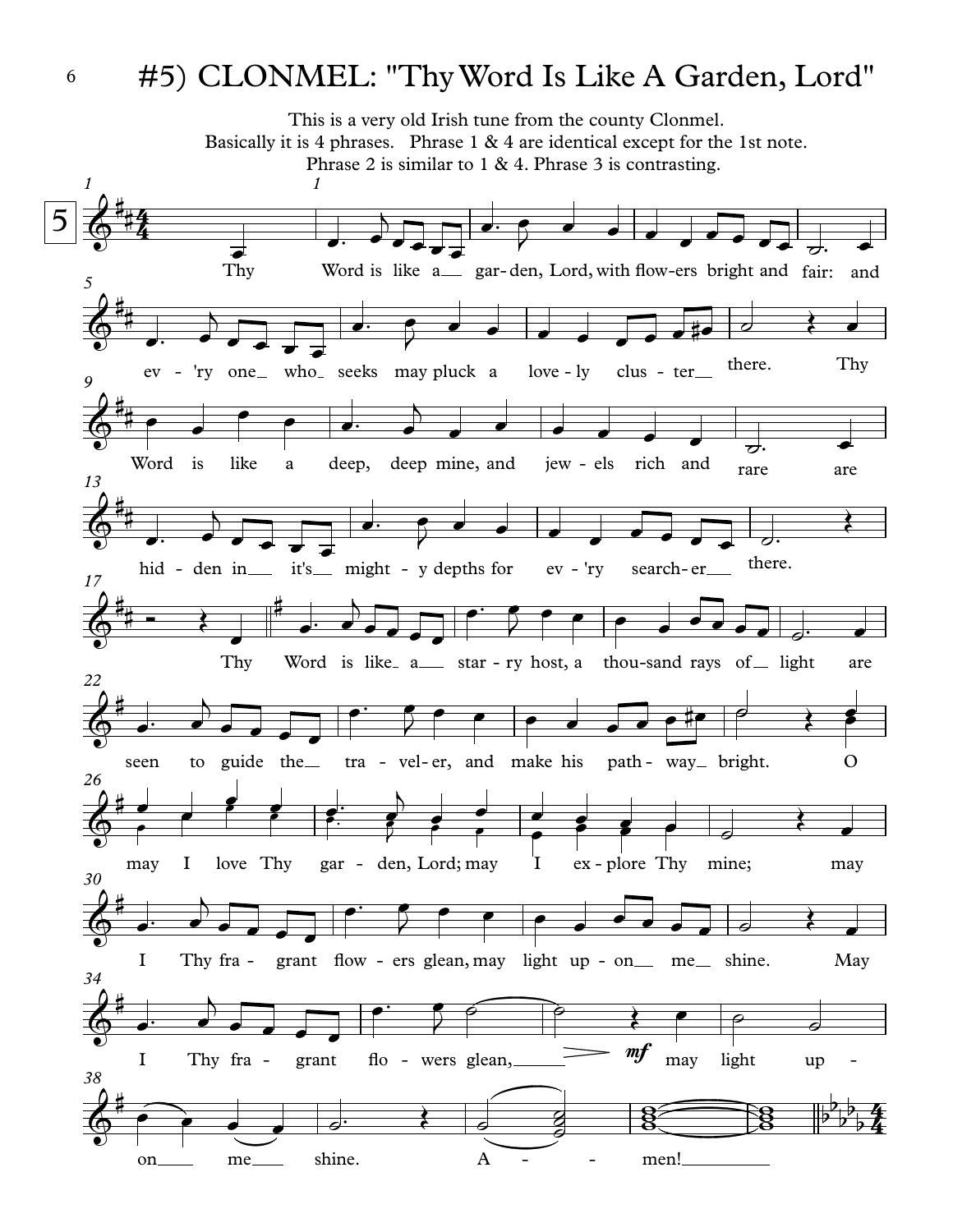# #5) CLONMEL: "Thy Word Is Like A Garden, Lord"

This is a very old Irish tune from the county Clonmel.
Basically it is 4 phrases. Phrase 1 & 4 are identical except for the 1st note.
Phrase 2 is similar to 1 & 4. Phrase 3 is contrasting.

5

Thy Word is like a garden, Lord, with flowers bright and fair: and ev - 'ry one who seeks may pluck a love - ly clus - ter there. Thy Word is like a deep, deep mine, and jew - els rich and rare are hid - den in it's might - y depths for ev - 'ry search - er there.

Thy Word is like a star - ry host, a thou - sand rays of light are seen to guide the tra - vel - er, and make his path - way bright. O may I love Thy gar - den, Lord; may I ex - plore Thy mine; may I Thy fra - grant flow - ers glean, may light up - on me shine. May I Thy fra - grant flo - wers glean, *mf* may light up - on me shine. A - men!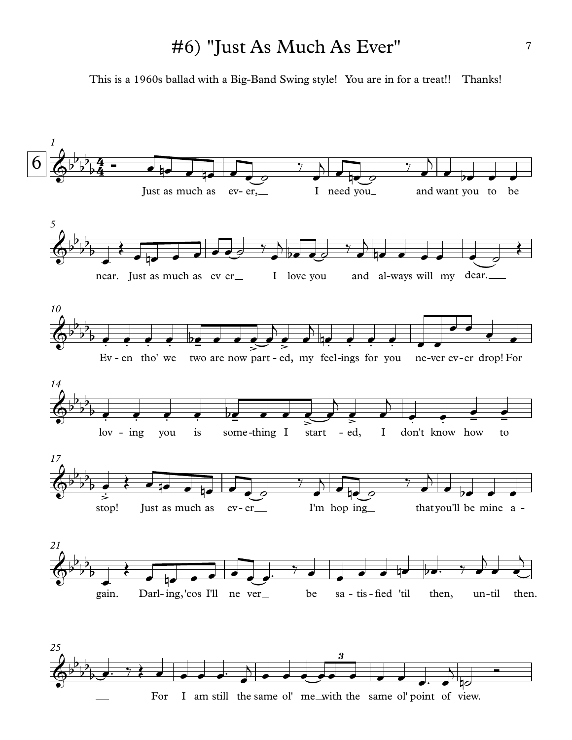# #6) "Just As Much As Ever"

This is a 1960s ballad with a Big-Band Swing style! You are in for a treat!! Thanks!

Just as much as ev- er, I need you and want you to be near. Just as much as ev er I love you and al-ways will my dear.

Ev - en tho' we two are now part - ed, my feel-ings for you ne-ver ev- er drop! For lov - ing you is some-thing I start - ed, I don't know how to stop!

Just as much as ev- er I'm hop ing that you'll be mine a - gain. Darl- ing, 'cos I'll ne ver be sa - tis - fied 'til then, un-til then.

For I am still the same ol' me with the same ol' point of view.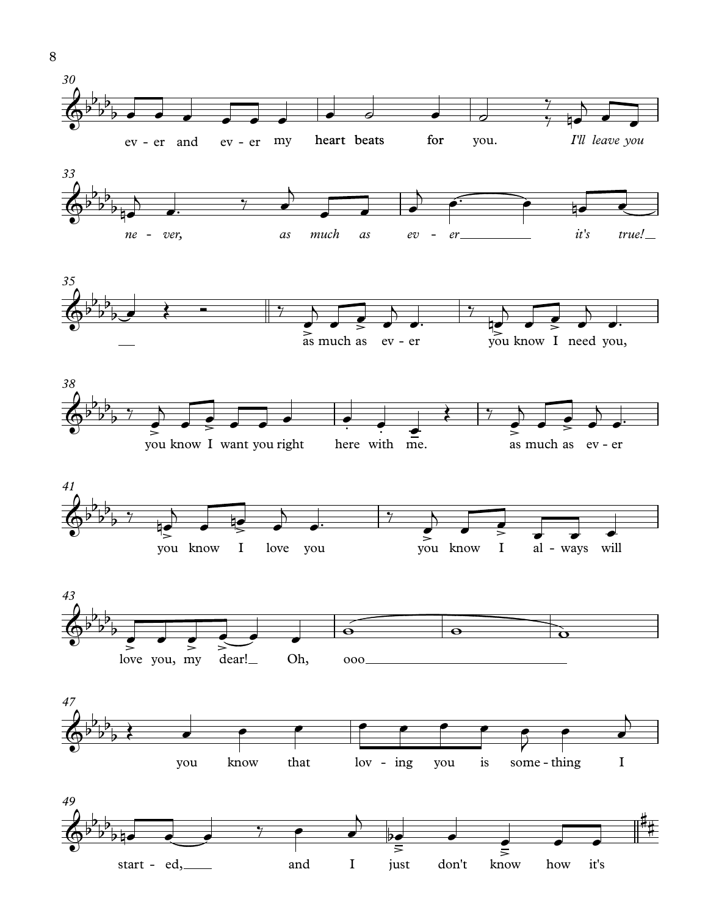30

ev - er and ev - er my heart beats for you. *I'll leave you*

33

*ne - ver, as much as ev - er it's true!*

35

as much as ev - er you know I need you,

38

you know I want you right here with me. as much as ev - er

41

you know I love you you know I al - ways will

43

love you, my dear! Oh, ooo

47

you know that lov - ing you is some - thing I

49

start - ed, and I just don't know how it's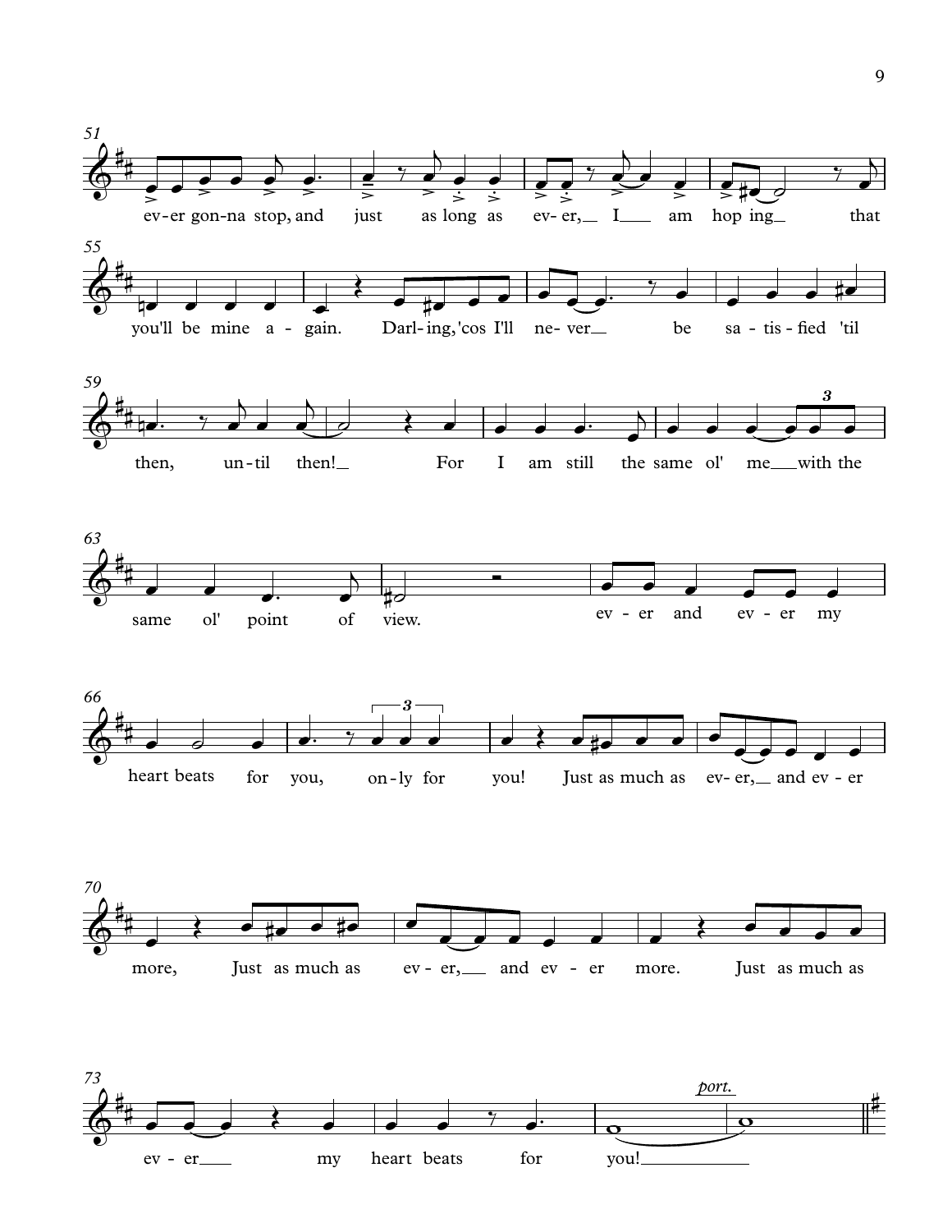51 ev-er gon-na stop, and just as long as ev-er, I am hop ing that

55 you'll be mine a - gain. Darl-ing, 'cos I'll ne-ver be sa-tis-fied 'til

59 then, un-til then! For I am still the same ol' me with the

63 same ol' point of view. ev - er and ev - er my

66 heart beats for you, on-ly for you! Just as much as ev-er, and ev - er

70 more, Just as much as ev - er, and ev - er more. Just as much as

73 ev - er my heart beats for you!

*port.*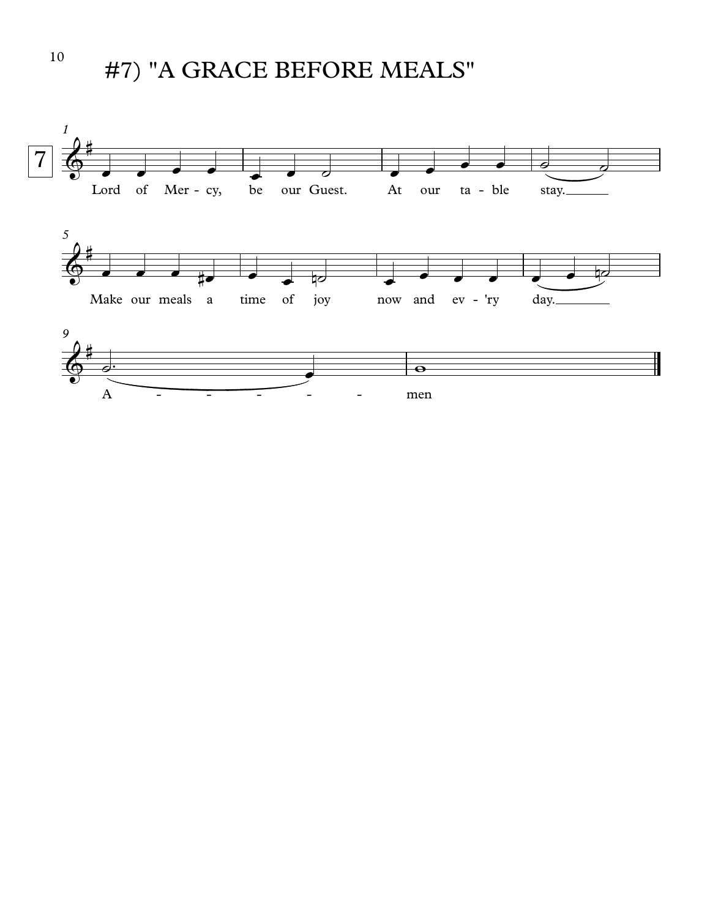# #7) "A GRACE BEFORE MEALS"

7

Lord of Mer - cy, be our Guest. At our ta - ble stay.

Make our meals a time of joy now and ev - 'ry day.

A - - - - - men